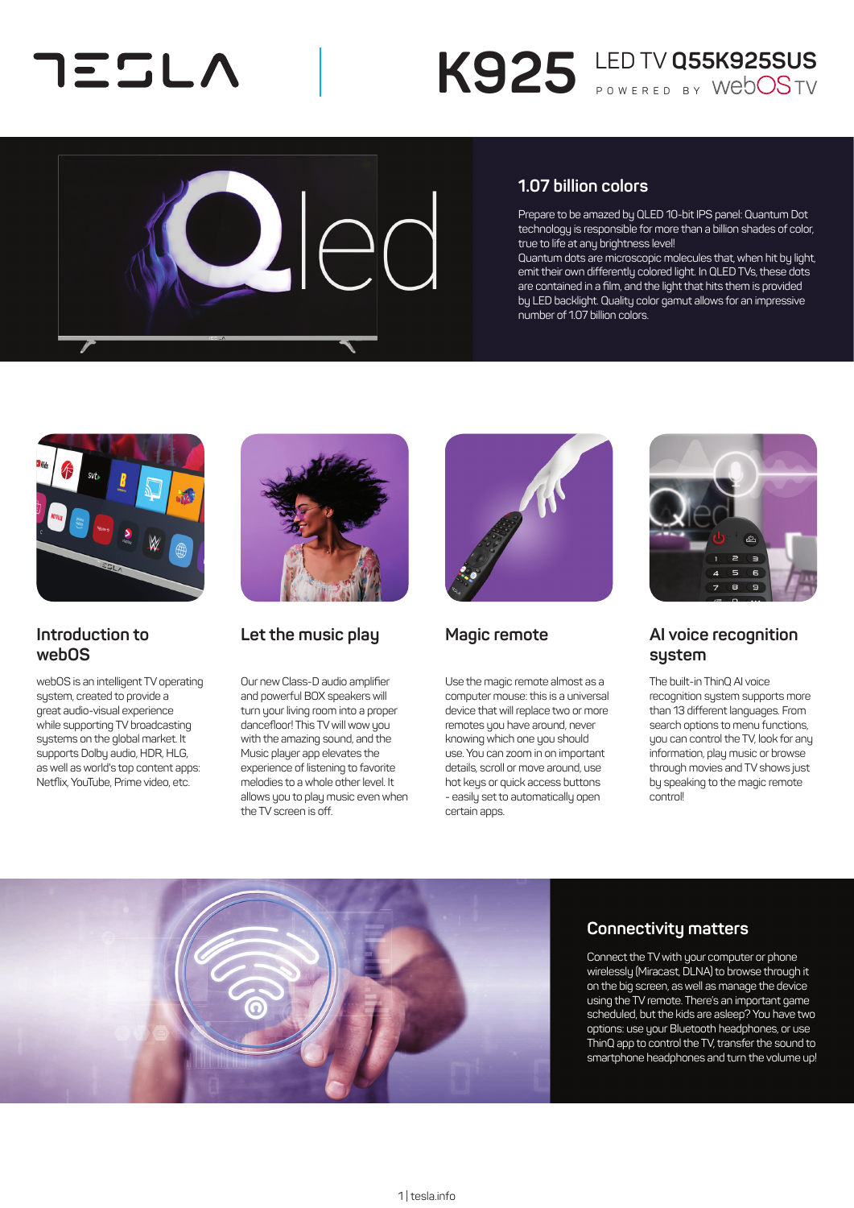# TESLA

# K925 LED TV Q55K925SUS

POWERED BY webOS TV

## 1.07 billion colors

Prepare to be amazed by QLED 10-bit IPS panel: Quantum Dot technology is responsible for more than a billion shades of color, true to life at any brightness level!
Quantum dots are microscopic molecules that, when hit by light, emit their own differently colored light. In QLED TVs, these dots are contained in a film, and the light that hits them is provided by LED backlight. Quality color gamut allows for an impressive number of 1.07 billion colors.

## Introduction to webOS

webOS is an intelligent TV operating system, created to provide a great audio-visual experience while supporting TV broadcasting systems on the global market. It supports Dolby audio, HDR, HLG, as well as world's top content apps: Netflix, YouTube, Prime video, etc.

## Let the music play

Our new Class-D audio amplifier and powerful BOX speakers will turn your living room into a proper dancefloor! This TV will wow you with the amazing sound, and the Music player app elevates the experience of listening to favorite melodies to a whole other level. It allows you to play music even when the TV screen is off.

## Magic remote

Use the magic remote almost as a computer mouse: this is a universal device that will replace two or more remotes you have around, never knowing which one you should use. You can zoom in on important details, scroll or move around, use hot keys or quick access buttons - easily set to automatically open certain apps.

## AI voice recognition system

The built-in ThinQ AI voice recognition system supports more than 13 different languages. From search options to menu functions, you can control the TV, look for any information, play music or browse through movies and TV shows just by speaking to the magic remote control!

## Connectivity matters

Connect the TV with your computer or phone wirelessly (Miracast, DLNA) to browse through it on the big screen, as well as manage the device using the TV remote. There's an important game scheduled, but the kids are asleep? You have two options: use your Bluetooth headphones, or use ThinQ app to control the TV, transfer the sound to smartphone headphones and turn the volume up!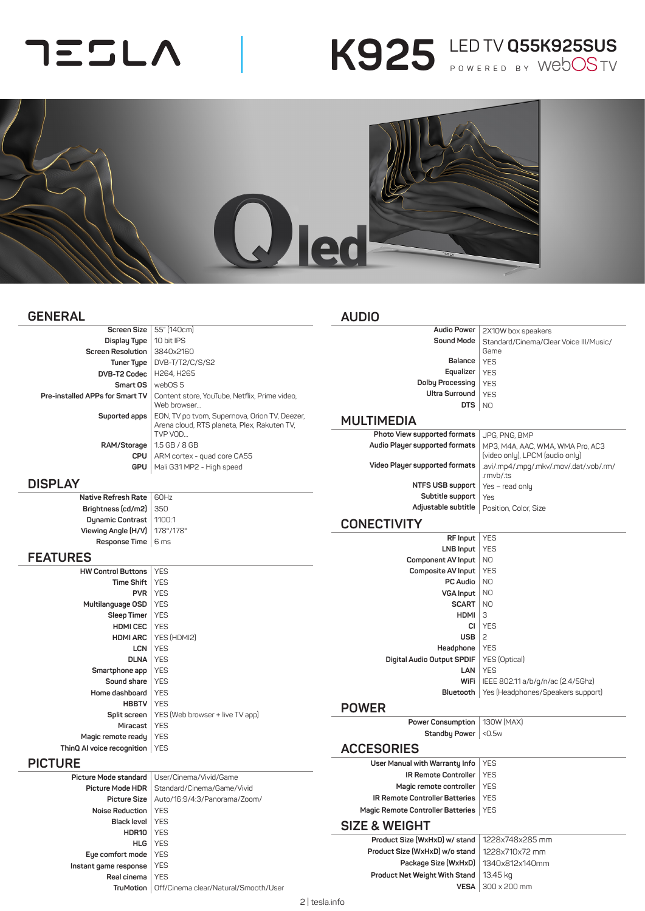TESLA

# K925 LED TV Q55K925SUS

POWERED BY webOS TV

Qled

## GENERAL

| | |
|---|---|
| Screen Size | 55" (140cm) |
| Display Type | 10 bit IPS |
| Screen Resolution | 3840x2160 |
| Tuner Type | DVB-T/T2/C/S/S2 |
| DVB-T2 Codec | H264, H265 |
| Smart OS | webOS 5 |
| Pre-installed APPs for Smart TV | Content store, YouTube, Netflix, Prime video, Web browser... |
| Suported apps | EON, TV po tvom, Supernova, Orion TV, Deezer, Arena cloud, RTS planeta, Plex, Rakuten TV, TVP VOD... |
| RAM/Storage | 1.5 GB / 8 GB |
| CPU | ARM cortex - quad core CA55 |
| GPU | Mali G31 MP2 - High speed |

## DISPLAY

| | |
|---|---|
| Native Refresh Rate | 60Hz |
| Brightness (cd/m2) | 350 |
| Dynamic Contrast | 1100:1 |
| Viewing Angle (H/V) | 178°/178° |
| Response Time | 6 ms |

## FEATURES

| | |
|---|---|
| HW Control Buttons | YES |
| Time Shift | YES |
| PVR | YES |
| Multilanguage OSD | YES |
| Sleep Timer | YES |
| HDMI CEC | YES |
| HDMI ARC | YES (HDMI2) |
| LCN | YES |
| DLNA | YES |
| Smartphone app | YES |
| Sound share | YES |
| Home dashboard | YES |
| HBBTV | YES |
| Split screen | YES (Web browser + live TV app) |
| Miracast | YES |
| Magic remote ready | YES |
| ThinQ AI voice recognition | YES |

## PICTURE

| | |
|---|---|
| Picture Mode standard | User/Cinema/Vivid/Game |
| Picture Mode HDR | Standard/Cinema/Game/Vivid |
| Picture Size | Auto/16:9/4:3/Panorama/Zoom/ |
| Noise Reduction | YES |
| Black level | YES |
| HDR10 | YES |
| HLG | YES |
| Eye comfort mode | YES |
| Instant game response | YES |
| Real cinema | YES |
| TruMotion | Off/Cinema clear/Natural/Smooth/User |

## AUDIO

| | |
|---|---|
| Audio Power | 2X10W box speakers |
| Sound Mode | Standard/Cinema/Clear Voice III/Music/Game |
| Balance | YES |
| Equalizer | YES |
| Dolby Processing | YES |
| Ultra Surround | YES |
| DTS | NO |

## MULTIMEDIA

| | |
|---|---|
| Photo View supported formats | JPG, PNG, BMP |
| Audio Player supported formats | MP3, M4A, AAC, WMA, WMA Pro, AC3 (video only), LPCM (audio only) |
| Video Player supported formats | .avi/.mp4/.mpg/.mkv/.mov/.dat/.vob/.rm/.rmvb/.ts |
| NTFS USB support | Yes – read only |
| Subtitle support | Yes |
| Adjustable subtitle | Position, Color, Size |

## CONECTIVITY

| | |
|---|---|
| RF Input | YES |
| LNB Input | YES |
| Component AV Input | NO |
| Composite AV Input | YES |
| PC Audio | NO |
| VGA Input | NO |
| SCART | NO |
| HDMI | 3 |
| CI | YES |
| USB | 2 |
| Headphone | YES |
| Digital Audio Output SPDIF | YES (Optical) |
| LAN | YES |
| WiFi | IEEE 802.11 a/b/g/n/ac (2.4/5Ghz) |
| Bluetooth | Yes (Headphones/Speakers support) |

## POWER

| | |
|---|---|
| Power Consumption | 130W (MAX) |
| Standby Power | <0.5w |

## ACCESORIES

| | |
|---|---|
| User Manual with Warranty Info | YES |
| IR Remote Controller | YES |
| Magic remote controller | YES |
| IR Remote Controller Batteries | YES |
| Magic Remote Controller Batteries | YES |

## SIZE & WEIGHT

| | |
|---|---|
| Product Size (WxHxD) w/ stand | 1228x748x285 mm |
| Product Size (WxHxD) w/o stand | 1228x710x72 mm |
| Package Size (WxHxD) | 1340x812x140mm |
| Product Net Weight With Stand | 13.45 kg |
| VESA | 300 x 200 mm |

tesla.info